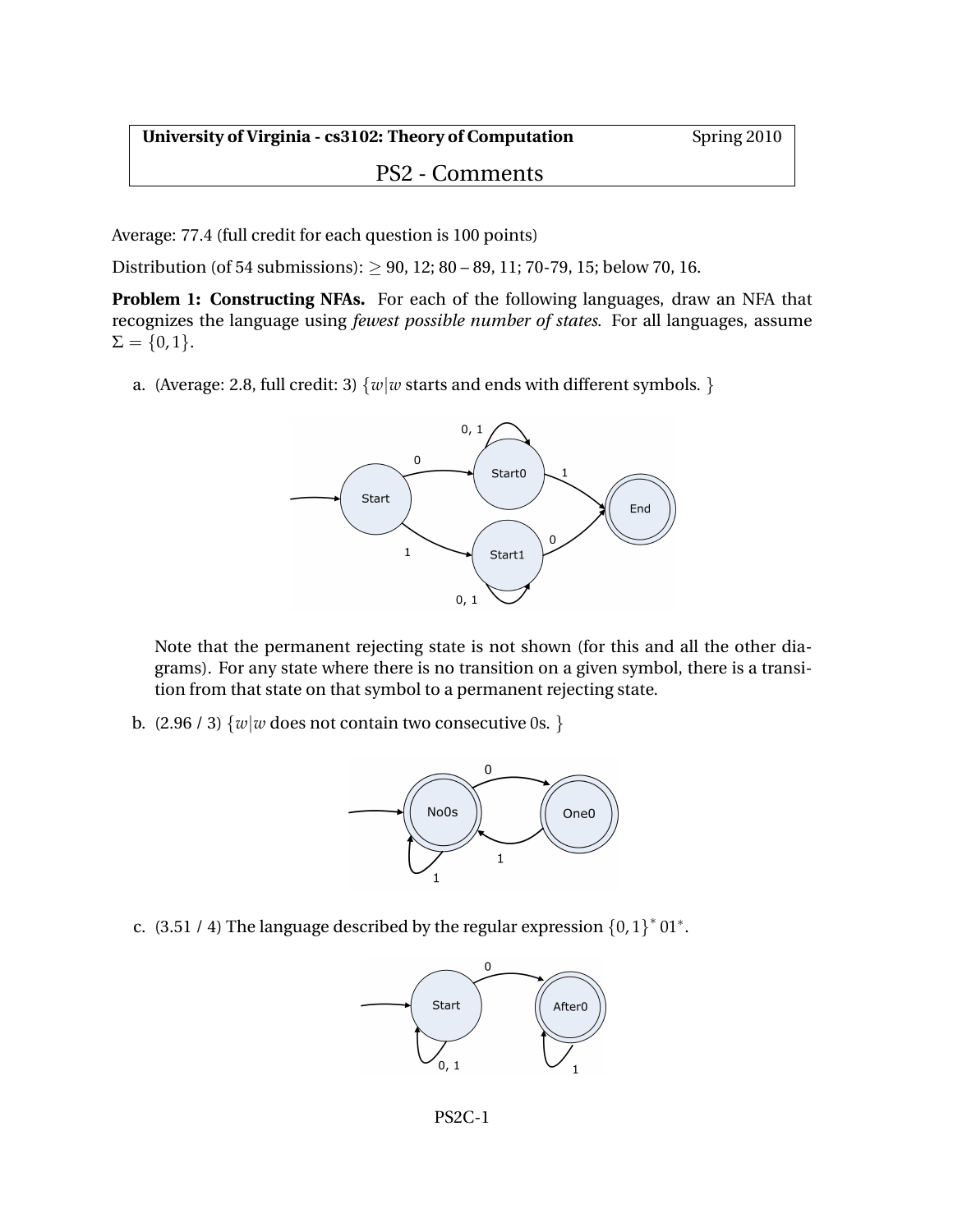**University of Virginia - cs3102: Theory of Computation** Spring 2010

# PS2 - Comments

Average: 77.4 (full credit for each question is 100 points)

Distribution (of 54 submissions): $\geq$ 90, 12; 80 – 89, 11; 70-79, 15; below 70, 16.

**Problem 1: Constructing NFAs.** For each of the following languages, draw an NFA that recognizes the language using *fewest possible number of states*. For all languages, assume $\Sigma = \{0, 1\}$.

a. (Average: 2.8, full credit: 3) $\{w | w$ starts and ends with different symbols. $\}$

Note that the permanent rejecting state is not shown (for this and all the other diagrams). For any state where there is no transition on a given symbol, there is a transition from that state on that symbol to a permanent rejecting state.

b. (2.96 / 3) $\{w | w$ does not contain two consecutive 0s. $\}$

c. (3.51 / 4) The language described by the regular expression $\{0, 1\}^* 01^*$.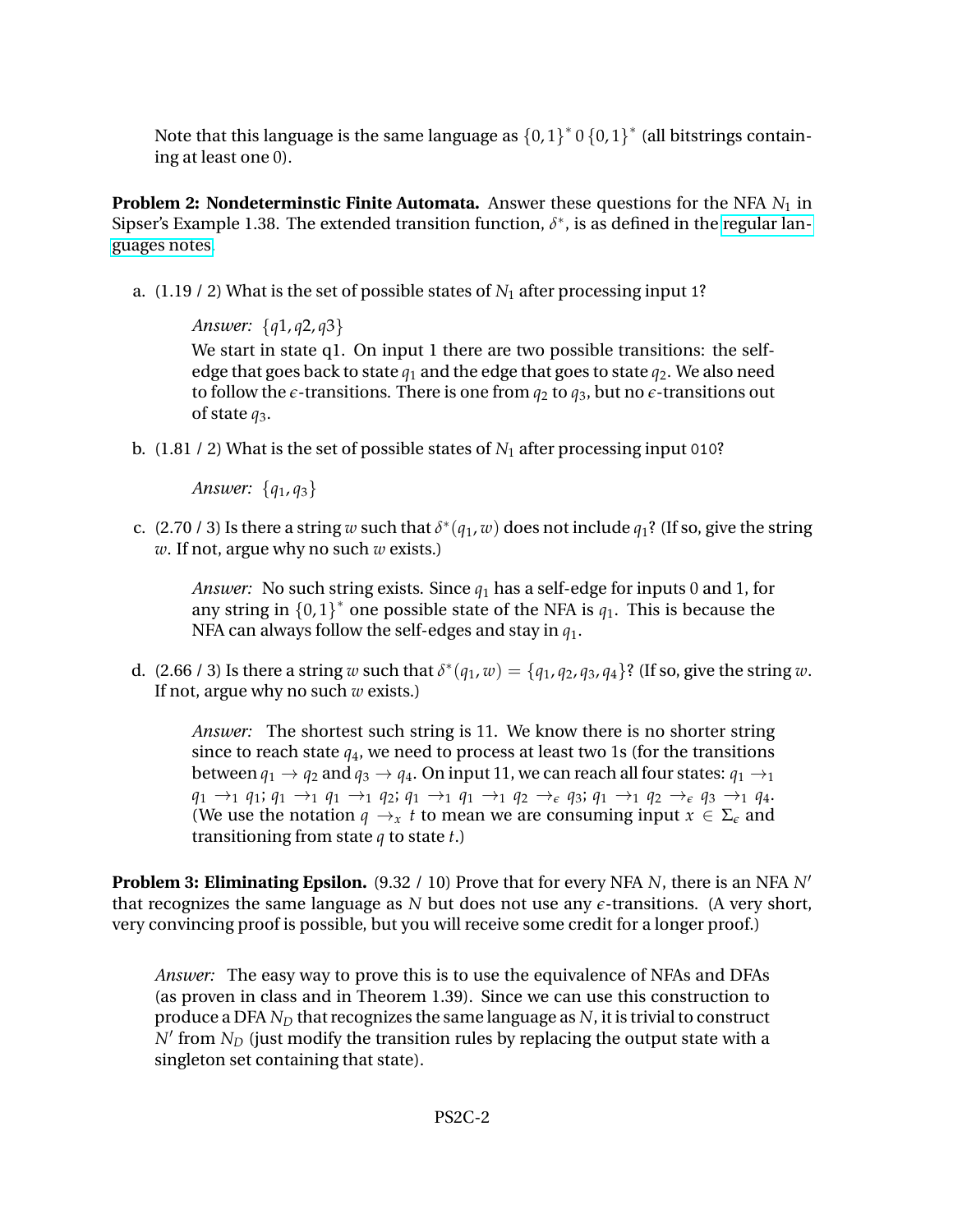Note that this language is the same language as $\{0,1\}^* 0 \{0,1\}^*$ (all bitstrings containing at least one 0).

**Problem 2: Nondeterminstic Finite Automata.** Answer these questions for the NFA $N_1$ in Sipser's Example 1.38. The extended transition function, $\delta^*$, is as defined in the regular languages notes.

a. (1.19 / 2) What is the set of possible states of $N_1$ after processing input 1?

> *Answer:* $\{q1, q2, q3\}$
> We start in state q1. On input 1 there are two possible transitions: the self-edge that goes back to state $q_1$ and the edge that goes to state $q_2$. We also need to follow the $\epsilon$-transitions. There is one from $q_2$ to $q_3$, but no $\epsilon$-transitions out of state $q_3$.

b. (1.81 / 2) What is the set of possible states of $N_1$ after processing input 010?

> *Answer:* $\{q_1, q_3\}$

c. (2.70 / 3) Is there a string $w$ such that $\delta^*(q_1, w)$ does not include $q_1$? (If so, give the string $w$. If not, argue why no such $w$ exists.)

> *Answer:* No such string exists. Since $q_1$ has a self-edge for inputs 0 and 1, for any string in $\{0,1\}^*$ one possible state of the NFA is $q_1$. This is because the NFA can always follow the self-edges and stay in $q_1$.

d. (2.66 / 3) Is there a string $w$ such that $\delta^*(q_1, w) = \{q_1, q_2, q_3, q_4\}$? (If so, give the string $w$. If not, argue why no such $w$ exists.)

> *Answer:* The shortest such string is 11. We know there is no shorter string since to reach state $q_4$, we need to process at least two 1s (for the transitions between $q_1 \to q_2$ and $q_3 \to q_4$. On input 11, we can reach all four states: $q_1 \to_1 q_1 \to_1 q_1$; $q_1 \to_1 q_1 \to_1 q_2$; $q_1 \to_1 q_1 \to_1 q_2 \to_\epsilon q_3$; $q_1 \to_1 q_2 \to_\epsilon q_3 \to_1 q_4$. (We use the notation $q \to_x t$ to mean we are consuming input $x \in \Sigma_\epsilon$ and transitioning from state $q$ to state $t$.)

**Problem 3: Eliminating Epsilon.** (9.32 / 10) Prove that for every NFA $N$, there is an NFA $N'$ that recognizes the same language as $N$ but does not use any $\epsilon$-transitions. (A very short, very convincing proof is possible, but you will receive some credit for a longer proof.)

> *Answer:* The easy way to prove this is to use the equivalence of NFAs and DFAs (as proven in class and in Theorem 1.39). Since we can use this construction to produce a DFA $N_D$ that recognizes the same language as $N$, it is trivial to construct $N'$ from $N_D$ (just modify the transition rules by replacing the output state with a singleton set containing that state).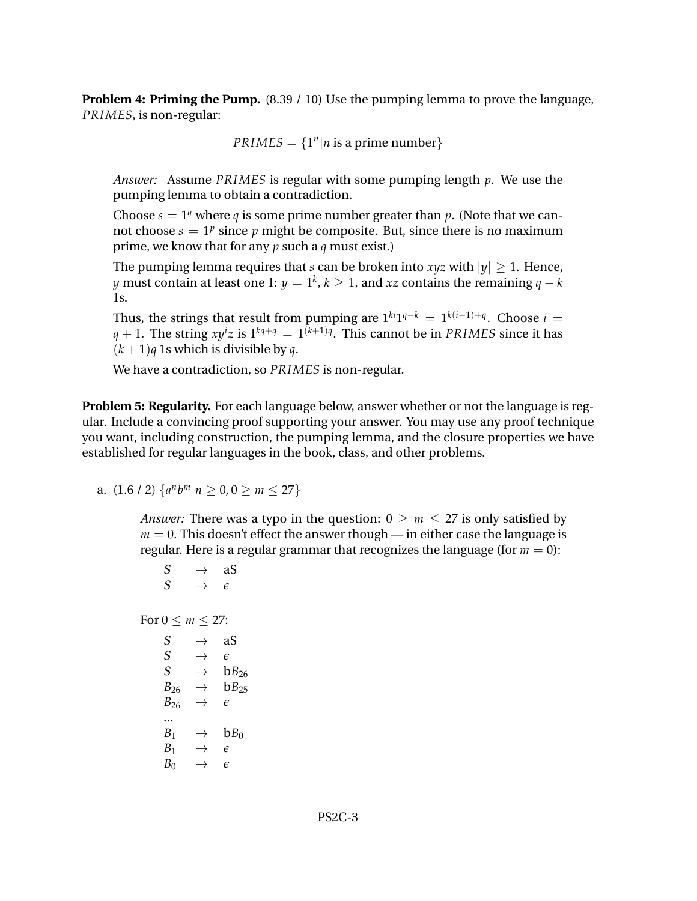**Problem 4: Priming the Pump.** (8.39 / 10) Use the pumping lemma to prove the language, *PRIMES*, is non-regular:

$$PRIMES = \{1^n | n \text{ is a prime number}\}$$

> *Answer:* Assume *PRIMES* is regular with some pumping length $p$. We use the pumping lemma to obtain a contradiction.
>
> Choose $s = 1^q$ where $q$ is some prime number greater than $p$. (Note that we cannot choose $s = 1^p$ since $p$ might be composite. But, since there is no maximum prime, we know that for any $p$ such a $q$ must exist.)
>
> The pumping lemma requires that $s$ can be broken into $xyz$ with $|y| \geq 1$. Hence, $y$ must contain at least one 1: $y = 1^k$, $k \geq 1$, and $xz$ contains the remaining $q - k$ 1s.
>
> Thus, the strings that result from pumping are $1^{ki}1^{q-k} = 1^{k(i-1)+q}$. Choose $i = q + 1$. The string $xy^iz$ is $1^{kq+q} = 1^{(k+1)q}$. This cannot be in *PRIMES* since it has $(k+1)q$ 1s which is divisible by $q$.
>
> We have a contradiction, so *PRIMES* is non-regular.

**Problem 5: Regularity.** For each language below, answer whether or not the language is regular. Include a convincing proof supporting your answer. You may use any proof technique you want, including construction, the pumping lemma, and the closure properties we have established for regular languages in the book, class, and other problems.

a. (1.6 / 2) $\{a^n b^m | n \geq 0, 0 \geq m \leq 27\}$

> *Answer:* There was a typo in the question: $0 \geq m \leq 27$ is only satisfied by $m = 0$. This doesn't effect the answer though — in either case the language is regular. Here is a regular grammar that recognizes the language (for $m = 0$):
>
> $$\begin{array}{lcl} S & \rightarrow & \text{aS} \\ S & \rightarrow & \epsilon \end{array}$$
>
> For $0 \leq m \leq 27$:
>
> $$\begin{array}{lcl} S & \rightarrow & \text{aS} \\ S & \rightarrow & \epsilon \\ S & \rightarrow & \text{b}B_{26} \\ B_{26} & \rightarrow & \text{b}B_{25} \\ B_{26} & \rightarrow & \epsilon \\ \ldots & & \\ B_1 & \rightarrow & \text{b}B_0 \\ B_1 & \rightarrow & \epsilon \\ B_0 & \rightarrow & \epsilon \end{array}$$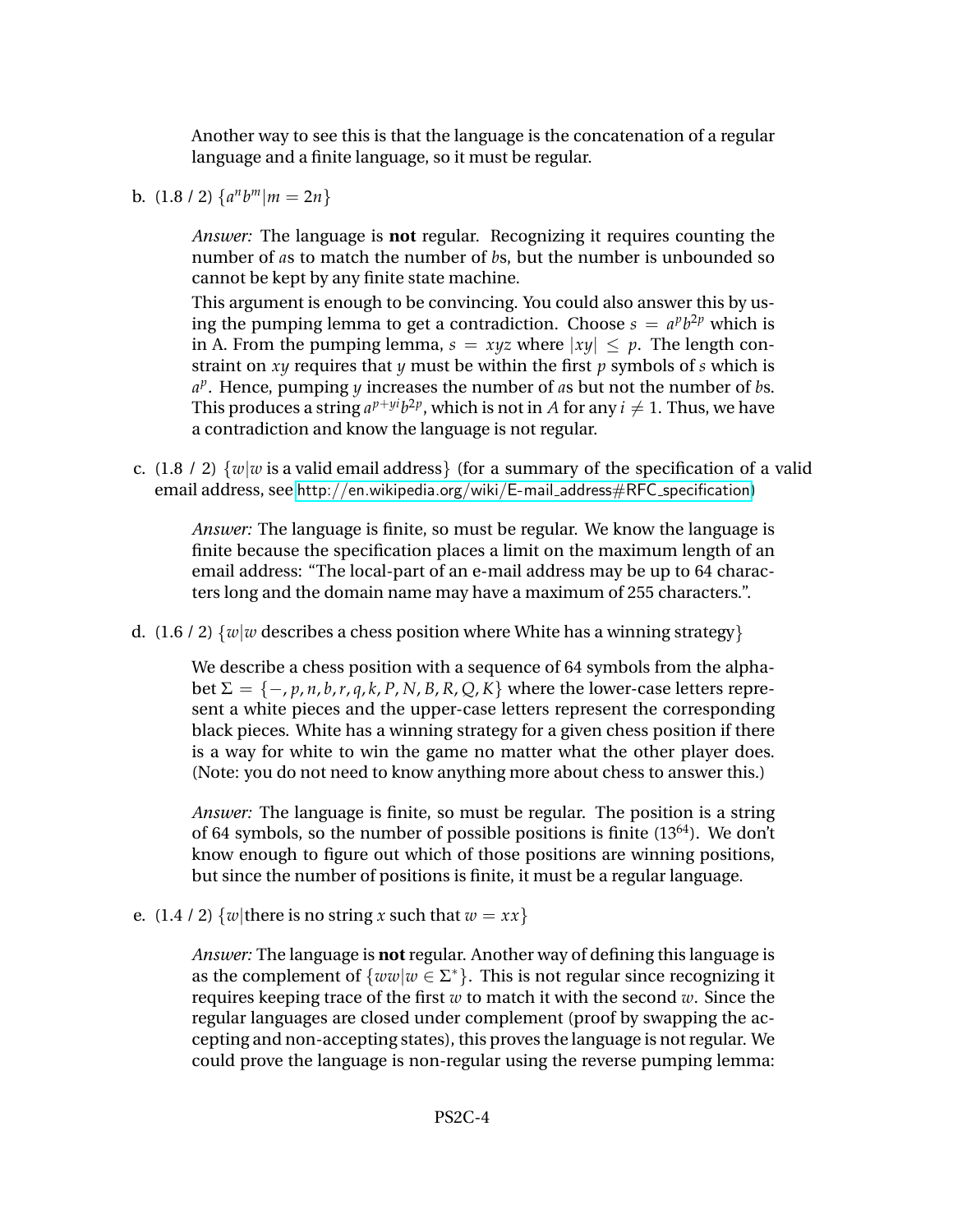Another way to see this is that the language is the concatenation of a regular language and a finite language, so it must be regular.

b. (1.8 / 2) $\{a^n b^m | m = 2n\}$

> *Answer:* The language is **not** regular. Recognizing it requires counting the number of *a*s to match the number of *b*s, but the number is unbounded so cannot be kept by any finite state machine.
>
> This argument is enough to be convincing. You could also answer this by using the pumping lemma to get a contradiction. Choose $s = a^p b^{2p}$ which is in A. From the pumping lemma, $s = xyz$ where $|xy| \leq p$. The length constraint on $xy$ requires that $y$ must be within the first $p$ symbols of $s$ which is $a^p$. Hence, pumping $y$ increases the number of *a*s but not the number of *b*s. This produces a string $a^{p+yi}b^{2p}$, which is not in $A$ for any $i \neq 1$. Thus, we have a contradiction and know the language is not regular.

c. (1.8 / 2) $\{w | w$ is a valid email address$\}$ (for a summary of the specification of a valid email address, see http://en.wikipedia.org/wiki/E-mail_address#RFC_specification)

> *Answer:* The language is finite, so must be regular. We know the language is finite because the specification places a limit on the maximum length of an email address: "The local-part of an e-mail address may be up to 64 characters long and the domain name may have a maximum of 255 characters.".

d. (1.6 / 2) $\{w | w$ describes a chess position where White has a winning strategy$\}$

> We describe a chess position with a sequence of 64 symbols from the alphabet $\Sigma = \{-, p, n, b, r, q, k, P, N, B, R, Q, K\}$ where the lower-case letters represent a white pieces and the upper-case letters represent the corresponding black pieces. White has a winning strategy for a given chess position if there is a way for white to win the game no matter what the other player does. (Note: you do not need to know anything more about chess to answer this.)
>
> *Answer:* The language is finite, so must be regular. The position is a string of 64 symbols, so the number of possible positions is finite ($13^{64}$). We don't know enough to figure out which of those positions are winning positions, but since the number of positions is finite, it must be a regular language.

e. (1.4 / 2) $\{w |$ there is no string $x$ such that $w = xx\}$

> *Answer:* The language is **not** regular. Another way of defining this language is as the complement of $\{ww | w \in \Sigma^*\}$. This is not regular since recognizing it requires keeping trace of the first $w$ to match it with the second $w$. Since the regular languages are closed under complement (proof by swapping the accepting and non-accepting states), this proves the language is not regular. We could prove the language is non-regular using the reverse pumping lemma: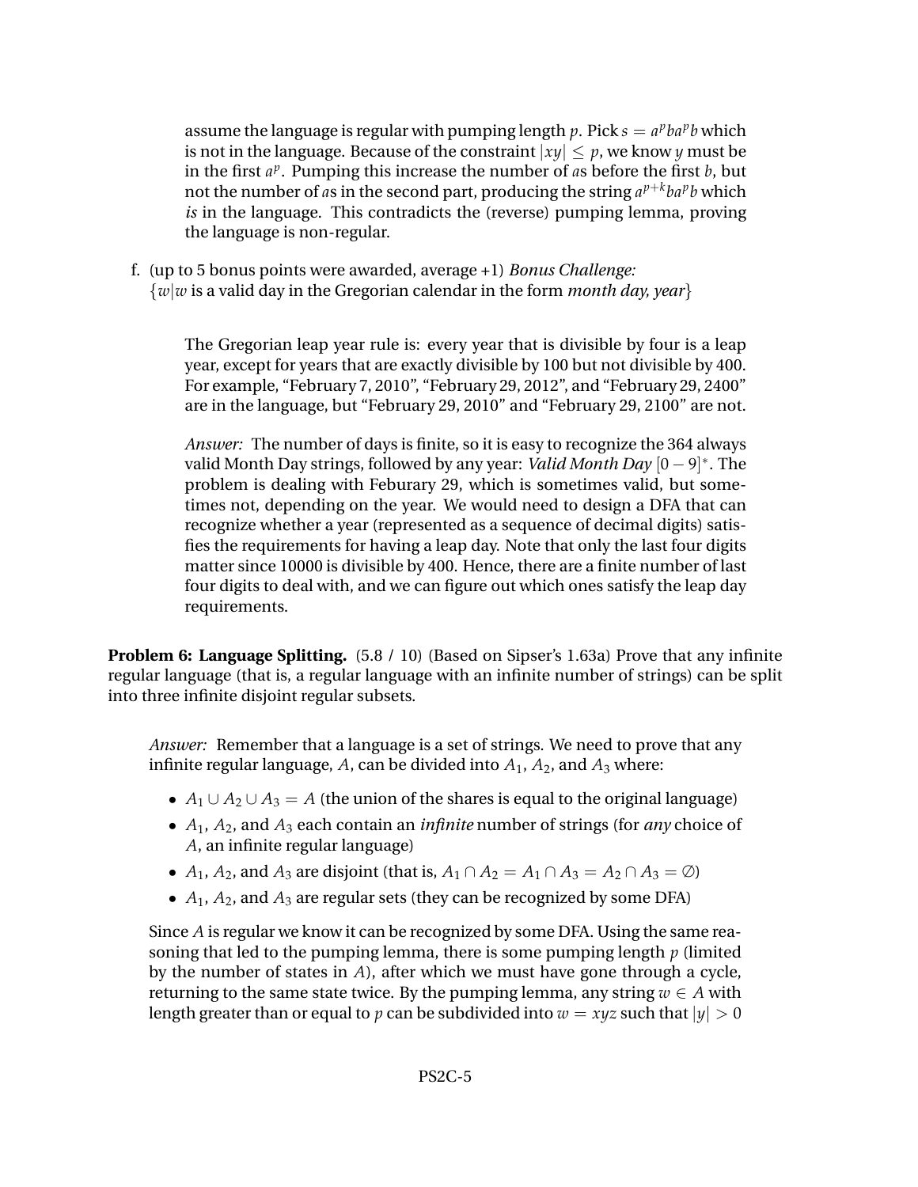assume the language is regular with pumping length $p$. Pick $s = a^p ba^p b$ which is not in the language. Because of the constraint $|xy| \leq p$, we know $y$ must be in the first $a^p$. Pumping this increase the number of $a$s before the first $b$, but not the number of $a$s in the second part, producing the string $a^{p+k}ba^p b$ which *is* in the language. This contradicts the (reverse) pumping lemma, proving the language is non-regular.

f. (up to 5 bonus points were awarded, average +1) *Bonus Challenge:* $\{w | w$ is a valid day in the Gregorian calendar in the form *month day, year*$\}$

The Gregorian leap year rule is: every year that is divisible by four is a leap year, except for years that are exactly divisible by 100 but not divisible by 400. For example, "February 7, 2010", "February 29, 2012", and "February 29, 2400" are in the language, but "February 29, 2010" and "February 29, 2100" are not.

*Answer:* The number of days is finite, so it is easy to recognize the 364 always valid Month Day strings, followed by any year: *Valid Month Day* $[0-9]^*$. The problem is dealing with Feburary 29, which is sometimes valid, but sometimes not, depending on the year. We would need to design a DFA that can recognize whether a year (represented as a sequence of decimal digits) satisfies the requirements for having a leap day. Note that only the last four digits matter since 10000 is divisible by 400. Hence, there are a finite number of last four digits to deal with, and we can figure out which ones satisfy the leap day requirements.

**Problem 6: Language Splitting.** (5.8 / 10) (Based on Sipser's 1.63a) Prove that any infinite regular language (that is, a regular language with an infinite number of strings) can be split into three infinite disjoint regular subsets.

*Answer:* Remember that a language is a set of strings. We need to prove that any infinite regular language, $A$, can be divided into $A_1$, $A_2$, and $A_3$ where:

- $A_1 \cup A_2 \cup A_3 = A$ (the union of the shares is equal to the original language)
- $A_1$, $A_2$, and $A_3$ each contain an *infinite* number of strings (for *any* choice of $A$, an infinite regular language)
- $A_1$, $A_2$, and $A_3$ are disjoint (that is, $A_1 \cap A_2 = A_1 \cap A_3 = A_2 \cap A_3 = \emptyset$)
- $A_1$, $A_2$, and $A_3$ are regular sets (they can be recognized by some DFA)

Since $A$ is regular we know it can be recognized by some DFA. Using the same reasoning that led to the pumping lemma, there is some pumping length $p$ (limited by the number of states in $A$), after which we must have gone through a cycle, returning to the same state twice. By the pumping lemma, any string $w \in A$ with length greater than or equal to $p$ can be subdivided into $w = xyz$ such that $|y| > 0$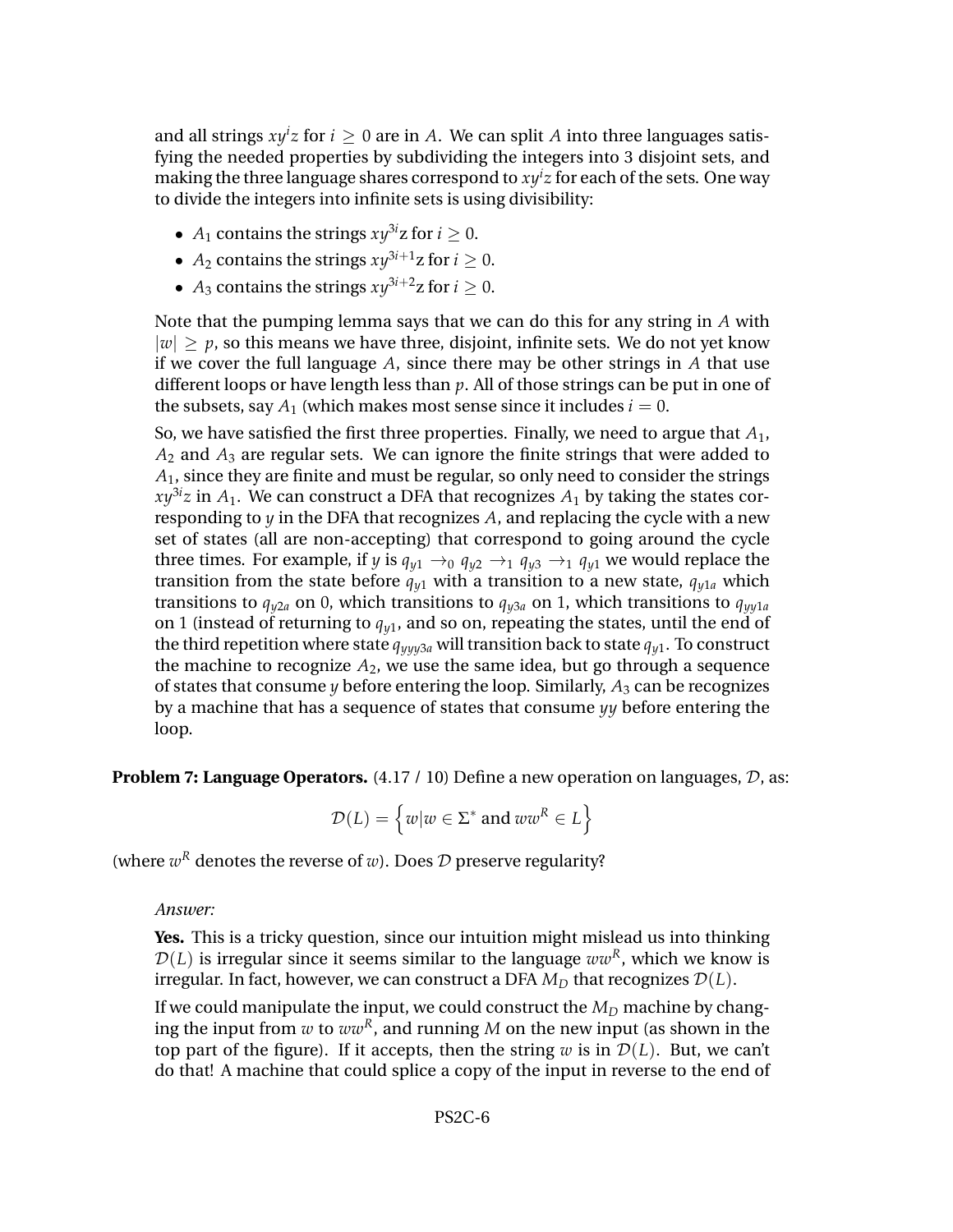and all strings $xy^iz$ for $i \geq 0$ are in $A$. We can split $A$ into three languages satisfying the needed properties by subdividing the integers into 3 disjoint sets, and making the three language shares correspond to $xy^iz$ for each of the sets. One way to divide the integers into infinite sets is using divisibility:

- $A_1$ contains the strings $xy^{3i}$z for $i \geq 0$.
- $A_2$ contains the strings $xy^{3i+1}$z for $i \geq 0$.
- $A_3$ contains the strings $xy^{3i+2}$z for $i \geq 0$.

Note that the pumping lemma says that we can do this for any string in $A$ with $|w| \geq p$, so this means we have three, disjoint, infinite sets. We do not yet know if we cover the full language $A$, since there may be other strings in $A$ that use different loops or have length less than $p$. All of those strings can be put in one of the subsets, say $A_1$ (which makes most sense since it includes $i = 0$.

So, we have satisfied the first three properties. Finally, we need to argue that $A_1$, $A_2$ and $A_3$ are regular sets. We can ignore the finite strings that were added to $A_1$, since they are finite and must be regular, so only need to consider the strings $xy^{3i}z$ in $A_1$. We can construct a DFA that recognizes $A_1$ by taking the states corresponding to $y$ in the DFA that recognizes $A$, and replacing the cycle with a new set of states (all are non-accepting) that correspond to going around the cycle three times. For example, if $y$ is $q_{y1} \rightarrow_0 q_{y2} \rightarrow_1 q_{y3} \rightarrow_1 q_{y1}$ we would replace the transition from the state before $q_{y1}$ with a transition to a new state, $q_{y1a}$ which transitions to $q_{y2a}$ on 0, which transitions to $q_{y3a}$ on 1, which transitions to $q_{yy1a}$ on 1 (instead of returning to $q_{y1}$, and so on, repeating the states, until the end of the third repetition where state $q_{yyy3a}$ will transition back to state $q_{y1}$. To construct the machine to recognize $A_2$, we use the same idea, but go through a sequence of states that consume $y$ before entering the loop. Similarly, $A_3$ can be recognizes by a machine that has a sequence of states that consume $yy$ before entering the loop.

**Problem 7: Language Operators.** (4.17 / 10) Define a new operation on languages, $\mathcal{D}$, as:

$$\mathcal{D}(L) = \left\{ w | w \in \Sigma^* \text{ and } ww^R \in L \right\}$$

(where $w^R$ denotes the reverse of $w$). Does $\mathcal{D}$ preserve regularity?

*Answer:*

**Yes.** This is a tricky question, since our intuition might mislead us into thinking $\mathcal{D}(L)$ is irregular since it seems similar to the language $ww^R$, which we know is irregular. In fact, however, we can construct a DFA $M_D$ that recognizes $\mathcal{D}(L)$.

If we could manipulate the input, we could construct the $M_D$ machine by changing the input from $w$ to $ww^R$, and running $M$ on the new input (as shown in the top part of the figure). If it accepts, then the string $w$ is in $\mathcal{D}(L)$. But, we can't do that! A machine that could splice a copy of the input in reverse to the end of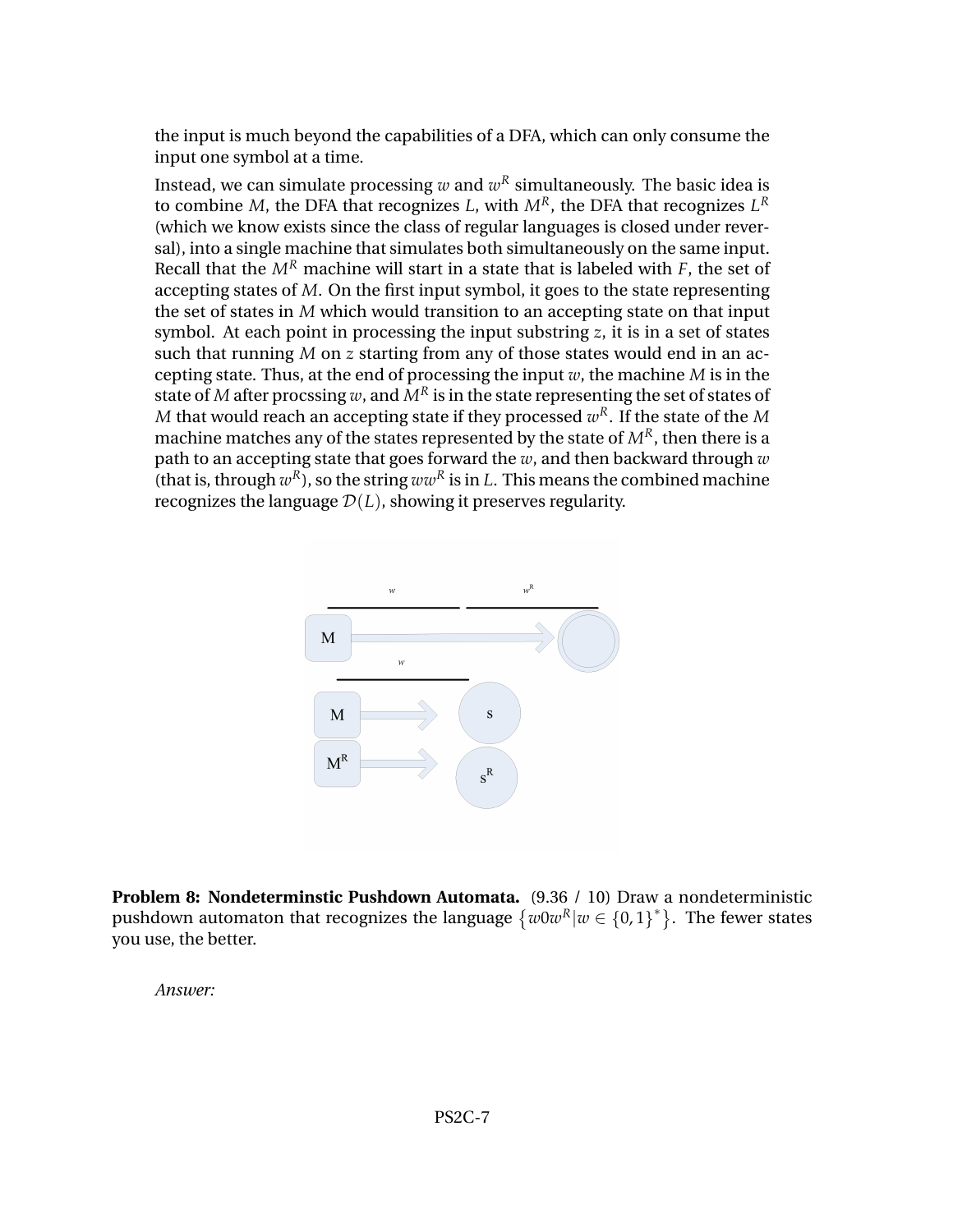the input is much beyond the capabilities of a DFA, which can only consume the input one symbol at a time.

Instead, we can simulate processing $w$ and $w^R$ simultaneously. The basic idea is to combine $M$, the DFA that recognizes $L$, with $M^R$, the DFA that recognizes $L^R$ (which we know exists since the class of regular languages is closed under reversal), into a single machine that simulates both simultaneously on the same input. Recall that the $M^R$ machine will start in a state that is labeled with $F$, the set of accepting states of $M$. On the first input symbol, it goes to the state representing the set of states in $M$ which would transition to an accepting state on that input symbol. At each point in processing the input substring $z$, it is in a set of states such that running $M$ on $z$ starting from any of those states would end in an accepting state. Thus, at the end of processing the input $w$, the machine $M$ is in the state of $M$ after procsing $w$, and $M^R$ is in the state representing the set of states of $M$ that would reach an accepting state if they processed $w^R$. If the state of the $M$ machine matches any of the states represented by the state of $M^R$, then there is a path to an accepting state that goes forward the $w$, and then backward through $w$ (that is, through $w^R$), so the string $ww^R$ is in $L$. This means the combined machine recognizes the language $\mathcal{D}(L)$, showing it preserves regularity.

**Problem 8: Nondeterminstic Pushdown Automata.** (9.36 / 10) Draw a nondeterministic pushdown automaton that recognizes the language $\{w0w^R | w \in \{0,1\}^*\}$. The fewer states you use, the better.

*Answer:*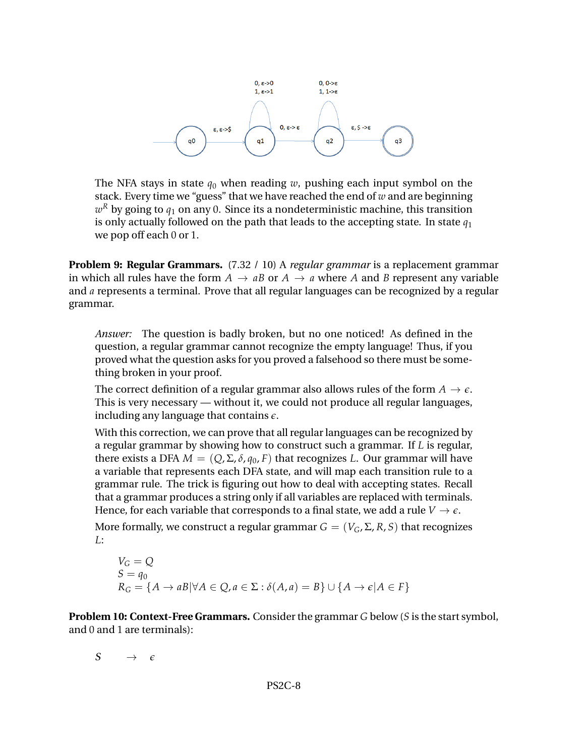The NFA stays in state $q_0$ when reading $w$, pushing each input symbol on the stack. Every time we "guess" that we have reached the end of $w$ and are beginning $w^R$ by going to $q_1$ on any 0. Since its a nondeterministic machine, this transition is only actually followed on the path that leads to the accepting state. In state $q_1$ we pop off each 0 or 1.

**Problem 9: Regular Grammars.** (7.32 / 10) A *regular grammar* is a replacement grammar in which all rules have the form $A \to aB$ or $A \to a$ where $A$ and $B$ represent any variable and $a$ represents a terminal. Prove that all regular languages can be recognized by a regular grammar.

*Answer:* The question is badly broken, but no one noticed! As defined in the question, a regular grammar cannot recognize the empty language! Thus, if you proved what the question asks for you proved a falsehood so there must be something broken in your proof.

The correct definition of a regular grammar also allows rules of the form $A \to \epsilon$. This is very necessary — without it, we could not produce all regular languages, including any language that contains $\epsilon$.

With this correction, we can prove that all regular languages can be recognized by a regular grammar by showing how to construct such a grammar. If $L$ is regular, there exists a DFA $M = (Q, \Sigma, \delta, q_0, F)$ that recognizes $L$. Our grammar will have a variable that represents each DFA state, and will map each transition rule to a grammar rule. The trick is figuring out how to deal with accepting states. Recall that a grammar produces a string only if all variables are replaced with terminals. Hence, for each variable that corresponds to a final state, we add a rule $V \to \epsilon$.

More formally, we construct a regular grammar $G = (V_G, \Sigma, R, S)$ that recognizes $L$:

$$V_G = Q$$
$$S = q_0$$
$$R_G = \{A \to aB | \forall A \in Q, a \in \Sigma : \delta(A, a) = B\} \cup \{A \to \epsilon | A \in F\}$$

**Problem 10: Context-Free Grammars.** Consider the grammar $G$ below ($S$ is the start symbol, and 0 and 1 are terminals):

$$S \to \epsilon$$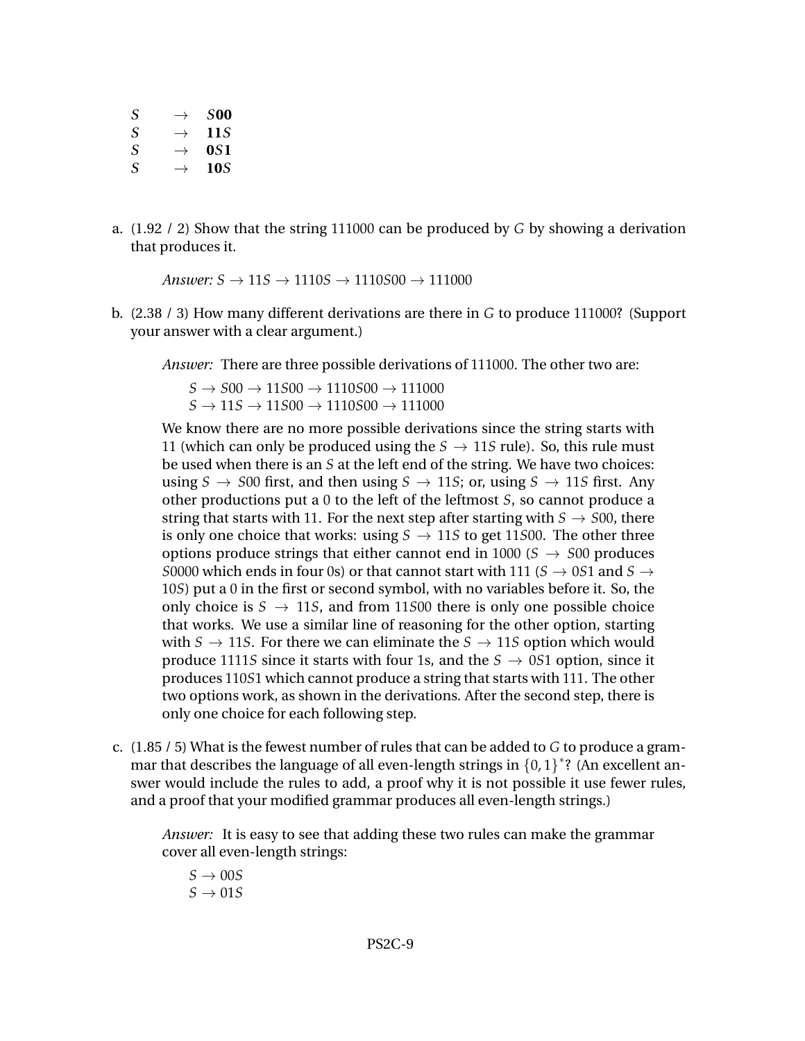$$
\begin{aligned}
S &\rightarrow S\mathbf{00} \\
S &\rightarrow \mathbf{11}S \\
S &\rightarrow \mathbf{0}S\mathbf{1} \\
S &\rightarrow \mathbf{10}S
\end{aligned}
$$

a. (1.92 / 2) Show that the string 111000 can be produced by $G$ by showing a derivation that produces it.

   *Answer:* $S \rightarrow 11S \rightarrow 1110S \rightarrow 1110S00 \rightarrow 111000$

b. (2.38 / 3) How many different derivations are there in $G$ to produce 111000? (Support your answer with a clear argument.)

   *Answer:* There are three possible derivations of 111000. The other two are:

   $S \rightarrow S00 \rightarrow 11S00 \rightarrow 1110S00 \rightarrow 111000$
   $S \rightarrow 11S \rightarrow 11S00 \rightarrow 1110S00 \rightarrow 111000$

   We know there are no more possible derivations since the string starts with 11 (which can only be produced using the $S \rightarrow 11S$ rule). So, this rule must be used when there is an $S$ at the left end of the string. We have two choices: using $S \rightarrow S00$ first, and then using $S \rightarrow 11S$; or, using $S \rightarrow 11S$ first. Any other productions put a 0 to the left of the leftmost $S$, so cannot produce a string that starts with 11. For the next step after starting with $S \rightarrow S00$, there is only one choice that works: using $S \rightarrow 11S$ to get $11S00$. The other three options produce strings that either cannot end in 1000 ($S \rightarrow S00$ produces $S0000$ which ends in four 0s) or that cannot start with 111 ($S \rightarrow 0S1$ and $S \rightarrow 10S$) put a 0 in the first or second symbol, with no variables before it. So, the only choice is $S \rightarrow 11S$, and from $11S00$ there is only one possible choice that works. We use a similar line of reasoning for the other option, starting with $S \rightarrow 11S$. For there we can eliminate the $S \rightarrow 11S$ option which would produce $1111S$ since it starts with four 1s, and the $S \rightarrow 0S1$ option, since it produces $110S1$ which cannot produce a string that starts with 111. The other two options work, as shown in the derivations. After the second step, there is only one choice for each following step.

c. (1.85 / 5) What is the fewest number of rules that can be added to $G$ to produce a grammar that describes the language of all even-length strings in $\{0, 1\}^*$? (An excellent answer would include the rules to add, a proof why it is not possible it use fewer rules, and a proof that your modified grammar produces all even-length strings.)

   *Answer:* It is easy to see that adding these two rules can make the grammar cover all even-length strings:

   $S \rightarrow 00S$
   $S \rightarrow 01S$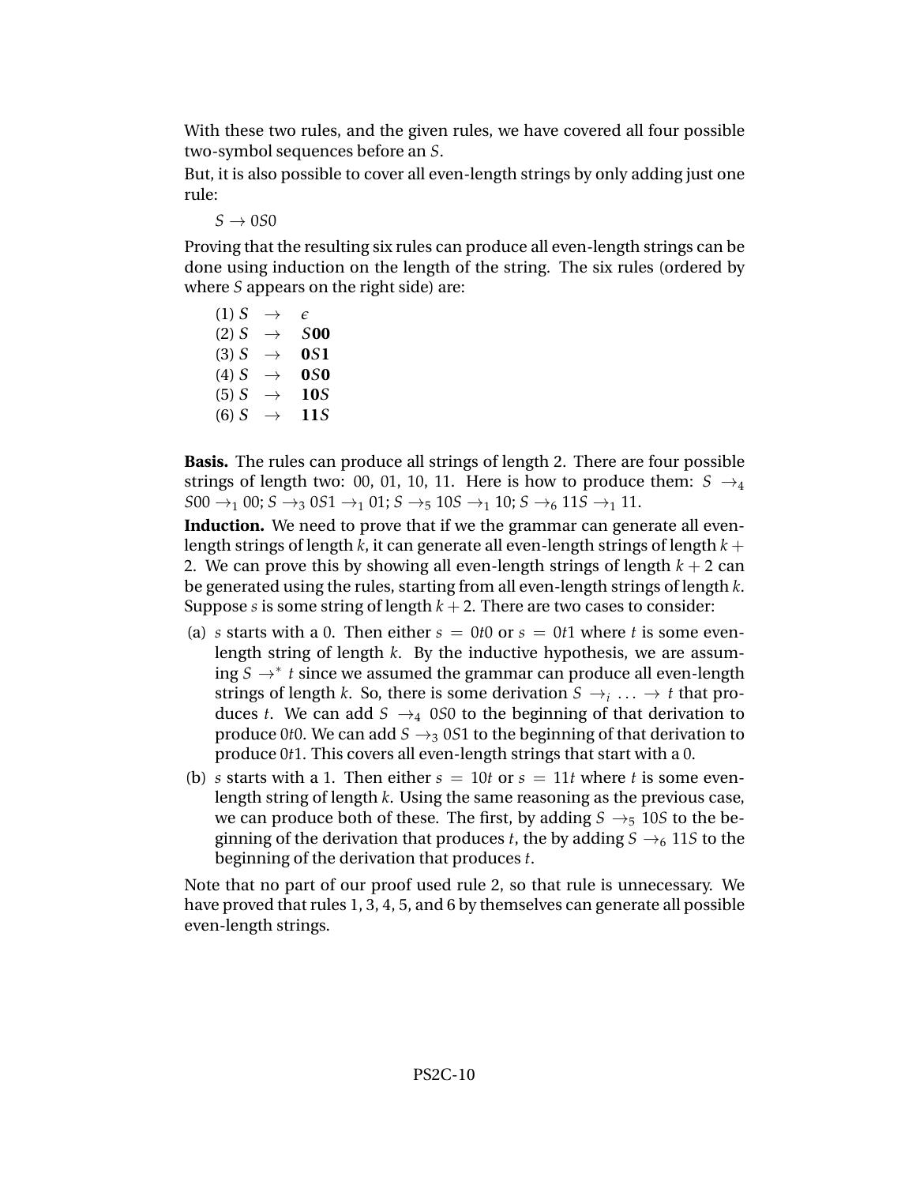With these two rules, and the given rules, we have covered all four possible two-symbol sequences before an $S$.

But, it is also possible to cover all even-length strings by only adding just one rule:

$S \rightarrow 0S0$

Proving that the resulting six rules can produce all even-length strings can be done using induction on the length of the string. The six rules (ordered by where $S$ appears on the right side) are:

$$
\begin{array}{lll}
(1)\ S & \rightarrow & \epsilon \\
(2)\ S & \rightarrow & S\mathbf{00} \\
(3)\ S & \rightarrow & \mathbf{0}S\mathbf{1} \\
(4)\ S & \rightarrow & \mathbf{0}S\mathbf{0} \\
(5)\ S & \rightarrow & \mathbf{10}S \\
(6)\ S & \rightarrow & \mathbf{11}S
\end{array}
$$

**Basis.** The rules can produce all strings of length 2. There are four possible strings of length two: 00, 01, 10, 11. Here is how to produce them: $S \rightarrow_4 S00 \rightarrow_1 00$; $S \rightarrow_3 0S1 \rightarrow_1 01$; $S \rightarrow_5 10S \rightarrow_1 10$; $S \rightarrow_6 11S \rightarrow_1 11$.

**Induction.** We need to prove that if we the grammar can generate all even-length strings of length $k$, it can generate all even-length strings of length $k+2$. We can prove this by showing all even-length strings of length $k+2$ can be generated using the rules, starting from all even-length strings of length $k$. Suppose $s$ is some string of length $k+2$. There are two cases to consider:

(a) $s$ starts with a 0. Then either $s = 0t0$ or $s = 0t1$ where $t$ is some even-length string of length $k$. By the inductive hypothesis, we are assuming $S \rightarrow^* t$ since we assumed the grammar can produce all even-length strings of length $k$. So, there is some derivation $S \rightarrow_i \ldots \rightarrow t$ that produces $t$. We can add $S \rightarrow_4 0S0$ to the beginning of that derivation to produce $0t0$. We can add $S \rightarrow_3 0S1$ to the beginning of that derivation to produce $0t1$. This covers all even-length strings that start with a 0.

(b) $s$ starts with a 1. Then either $s = 10t$ or $s = 11t$ where $t$ is some even-length string of length $k$. Using the same reasoning as the previous case, we can produce both of these. The first, by adding $S \rightarrow_5 10S$ to the beginning of the derivation that produces $t$, the by adding $S \rightarrow_6 11S$ to the beginning of the derivation that produces $t$.

Note that no part of our proof used rule 2, so that rule is unnecessary. We have proved that rules 1, 3, 4, 5, and 6 by themselves can generate all possible even-length strings.